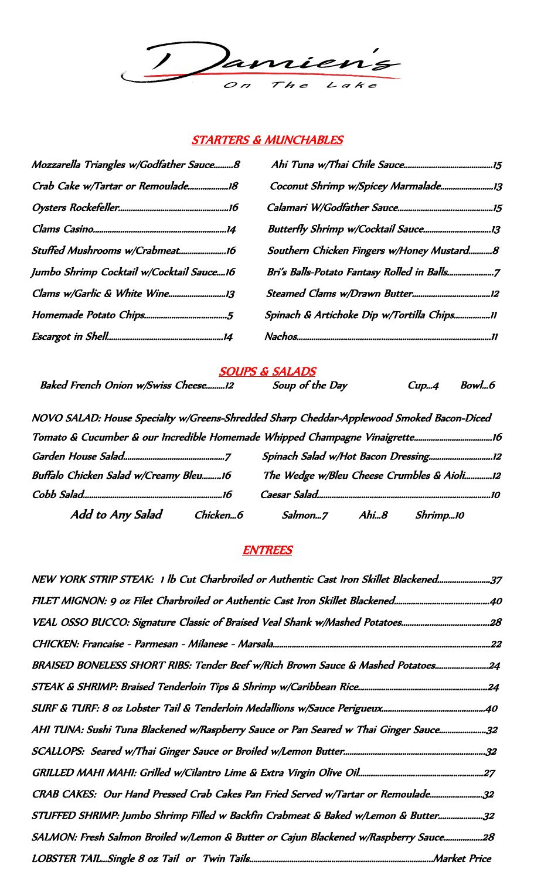# Damien's On The Lake

## STARTERS & MUNCHABLES

Mozzarella Triangles w/Godfather Sauce.........8

Crab Cake w/Tartar or Remoulade...................18

Oysters Rockefeller.....................................................16

Clams Casino...............................................................14

Stuffed Mushrooms w/Crabmeat......................16

Jumbo Shrimp Cocktail w/Cocktail Sauce....16

Clams w/Garlic & White Wine...........................13

Homemade Potato Chips.......................................5

Escargot in Shell.......................................................14

Ahi Tuna w/Thai Chile Sauce..........................................15

Coconut Shrimp w/Spicey Marmalade.........................13

Calamari W/Godfather Sauce.............................................15

Butterfly Shrimp w/Cocktail Sauce................................13

Southern Chicken Fingers w/Honey Mustard...........8

Bri's Balls-Potato Fantasy Rolled in Balls......................7

Steamed Clams w/Drawn Butter.....................................12

Spinach & Artichoke Dip w/Tortilla Chips.................11

Nachos...........................................................................................11

## SOUPS & SALADS

Baked French Onion w/Swiss Cheese.........12

Soup of the Day Cup...4 Bowl...6

NOVO SALAD: House Specialty w/Greens-Shredded Sharp Cheddar-Applewood Smoked Bacon-Diced Tomato & Cucumber & our Incredible Homemade Whipped Champagne Vinaigrette.....................................16

Garden House Salad................................................7

Buffalo Chicken Salad w/Creamy Bleu.........16

Cobb Salad..................................................................16

Spinach Salad w/Hot Bacon Dressing..............................12

The Wedge w/Bleu Cheese Crumbles & Aioli.............12

Caesar Salad..................................................................................10

Add to Any Salad Chicken...6 Salmon...7 Ahi...8 Shrimp...10

## ENTREES

NEW YORK STRIP STEAK: 1 lb Cut Charbroiled or Authentic Cast Iron Skillet Blackened..........................37

FILET MIGNON: 9 oz Filet Charbroiled or Authentic Cast Iron Skillet Blackened............................................40

VEAL OSSO BUCCO: Signature Classic of Braised Veal Shank w/Mashed Potatoes..........................................28

CHICKEN: Francaise - Parmesan - Milanese - Marsala......................................................................................................22

BRAISED BONELESS SHORT RIBS: Tender Beef w/Rich Brown Sauce & Mashed Potatoes..........................24

STEAK & SHRIMP: Braised Tenderloin Tips & Shrimp w/Caribbean Rice..............................................................24

SURF & TURF: 8 oz Lobster Tail & Tenderloin Medallions w/Sauce Perigueux.................................................40

AHI TUNA: Sushi Tuna Blackened w/Raspberry Sauce or Pan Seared w Thai Ginger Sauce......................32

SCALLOPS: Seared w/Thai Ginger Sauce or Broiled w/Lemon Butter...................................................................32

GRILLED MAHI MAHI: Grilled w/Cilantro Lime & Extra Virgin Olive Oil...........................................................27

CRAB CAKES: Our Hand Pressed Crab Cakes Pan Fried Served w/Tartar or Remoulade..........................32

STUFFED SHRIMP: Jumbo Shrimp Filled w Backfin Crabmeat & Baked w/Lemon & Butter.....................32

SALMON: Fresh Salmon Broiled w/Lemon & Butter or Cajun Blackened w/Raspberry Sauce..................28

LOBSTER TAIL...Single 8 oz Tail or Twin Tails.....................................................................................Market Price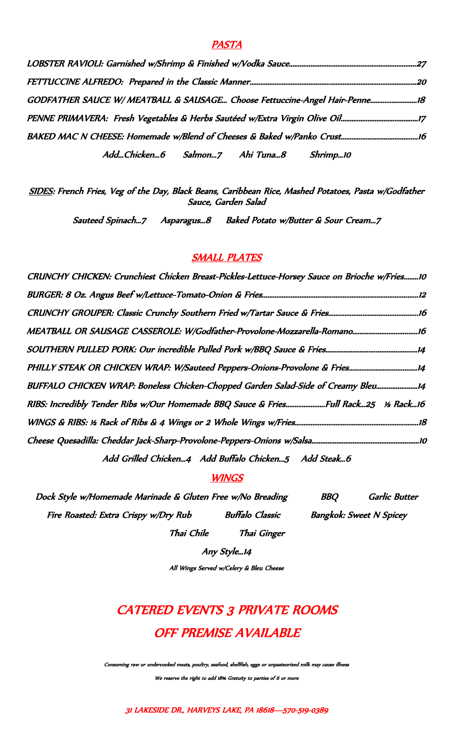## *PASTA*

*LOBSTER RAVIOLI: Garnished w/Shrimp & Finished w/Vodka Sauce......................................................................27*

*FETTUCCINE ALFREDO: Prepared in the Classic Manner............................................................................................20*

*GODFATHER SAUCE W/ MEATBALL & SAUSAGE... Choose Fettuccine-Angel Hair-Penne...........................18*

*PENNE PRIMAVERA: Fresh Vegetables & Herbs Sautéed w/Extra Virgin Olive Oil............................................17*

*BAKED MAC N CHEESE: Homemade w/Blend of Cheeses & Baked w/Panko Crust............................................16*

*Add...Chicken...6 Salmon...7 Ahi Tuna...8 Shrimp...10*

*SIDES: French Fries, Veg of the Day, Black Beans, Caribbean Rice, Mashed Potatoes, Pasta w/Godfather Sauce, Garden Salad*

*Sauteed Spinach...7 Asparagus...8 Baked Potato w/Butter & Sour Cream...7*

## *SMALL PLATES*

*CRUNCHY CHICKEN: Crunchiest Chicken Breast-Pickles-Lettuce-Horsey Sauce on Brioche w/Fries........10*

*BURGER: 8 Oz. Angus Beef w/Lettuce-Tomato-Onion & Fries.....................................................................................12*

*CRUNCHY GROUPER: Classic Crunchy Southern Fried w/Tartar Sauce & Fries.................................................16*

*MEATBALL OR SAUSAGE CASSEROLE: W/Godfather-Provolone-Mozzarella-Romano....................................16*

*SOUTHERN PULLED PORK: Our incredible Pulled Pork w/BBQ Sauce & Fries..................................................14*

*PHILLY STEAK OR CHICKEN WRAP: W/Sauteed Peppers-Onions-Provolone & Fries.....................................14*

*BUFFALO CHICKEN WRAP: Boneless Chicken-Chopped Garden Salad-Side of Creamy Bleu......................14*

*RIBS: Incredibly Tender Ribs w/Our Homemade BBQ Sauce & Fries......................Full Rack...25 ½ Rack...16*

*WINGS & RIBS: ½ Rack of Ribs & 4 Wings or 2 Whole Wings w/Fries....................................................................18*

*Cheese Quesadilla: Cheddar Jack-Sharp-Provolone-Peppers-Onions w/Salsa...........................................................10*

*Add Grilled Chicken...4 Add Buffalo Chicken...5 Add Steak...6*

## *WINGS*

*Dock Style w/Homemade Marinade & Gluten Free w/No Breading BBQ Garlic Butter*

*Fire Roasted: Extra Crispy w/Dry Rub Buffalo Classic Bangkok: Sweet N Spicey*

*Thai Chile Thai Ginger*

*Any Style...14*

*All Wings Served w/Celery & Bleu Cheese*

## *CATERED EVENTS 3 PRIVATE ROOMS*

## *OFF PREMISE AVAILABLE*

*Consuming raw or undercooked meats, poultry, seafood, shellfish, eggs or unpasteurized milk may cause illness*

*We reserve the right to add 18% Gratuity to parties of 6 or more*

*31 LAKESIDE DR., HARVEYS LAKE, PA 18618—570-519-0389*